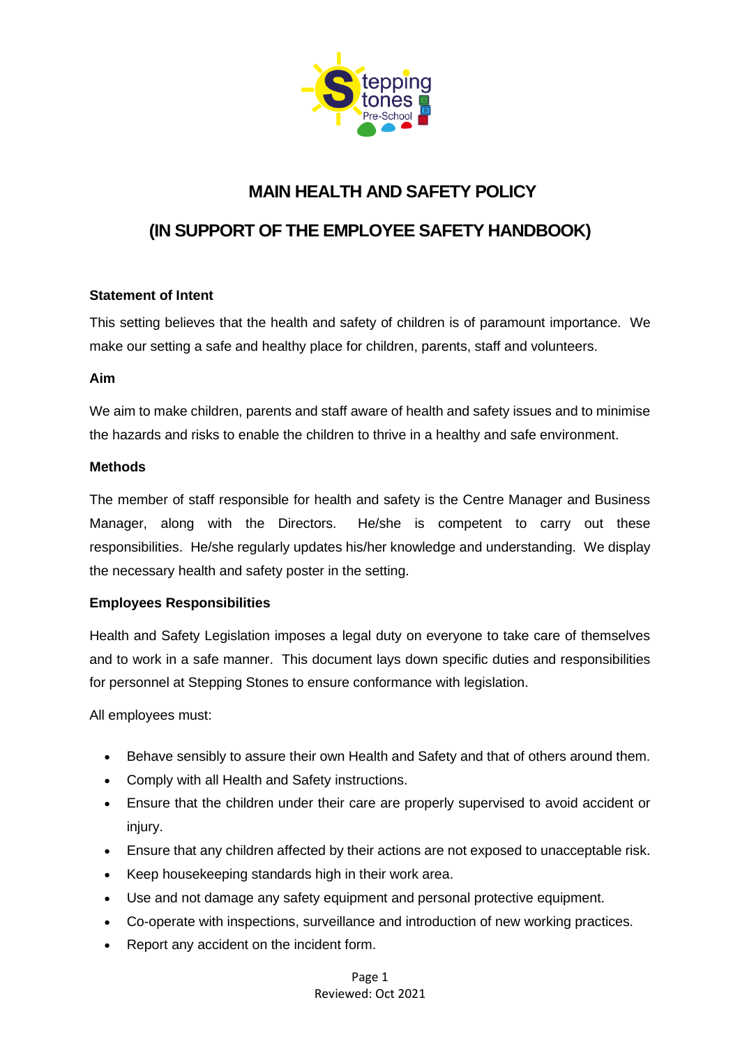# MAIN HEALTH AND SAFETY POLICY

# (IN SUPPORT OF THE EMPLOYEE SAFETY HANDBOOK)

**Statement of Intent**

This setting believes that the health and safety of children is of paramount importance. We make our setting a safe and healthy place for children, parents, staff and volunteers.

**Aim**

We aim to make children, parents and staff aware of health and safety issues and to minimise the hazards and risks to enable the children to thrive in a healthy and safe environment.

**Methods**

The member of staff responsible for health and safety is the Centre Manager and Business Manager, along with the Directors. He/she is competent to carry out these responsibilities. He/she regularly updates his/her knowledge and understanding. We display the necessary health and safety poster in the setting.

**Employees Responsibilities**

Health and Safety Legislation imposes a legal duty on everyone to take care of themselves and to work in a safe manner. This document lays down specific duties and responsibilities for personnel at Stepping Stones to ensure conformance with legislation.

All employees must:

- Behave sensibly to assure their own Health and Safety and that of others around them.
- Comply with all Health and Safety instructions.
- Ensure that the children under their care are properly supervised to avoid accident or injury.
- Ensure that any children affected by their actions are not exposed to unacceptable risk.
- Keep housekeeping standards high in their work area.
- Use and not damage any safety equipment and personal protective equipment.
- Co-operate with inspections, surveillance and introduction of new working practices.
- Report any accident on the incident form.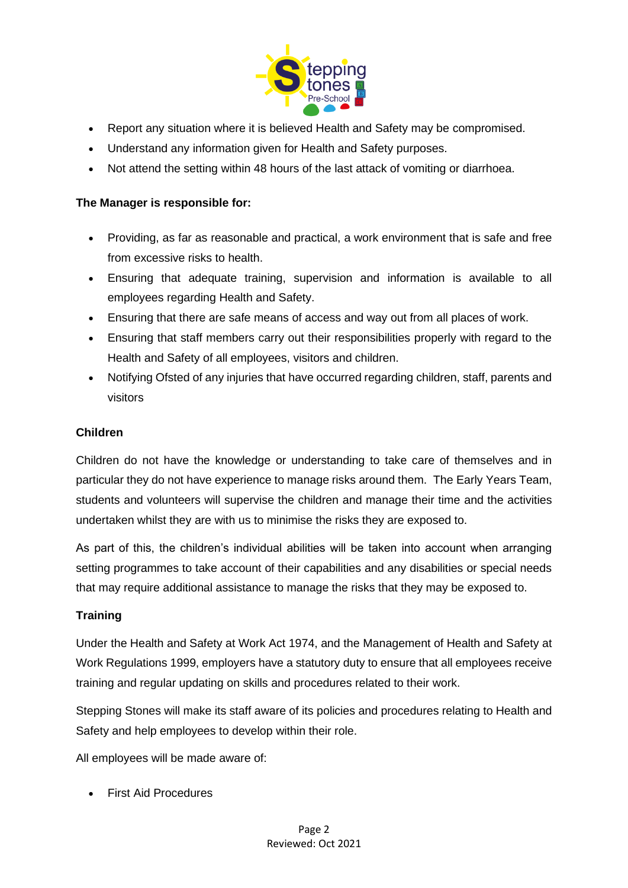- Report any situation where it is believed Health and Safety may be compromised.
- Understand any information given for Health and Safety purposes.
- Not attend the setting within 48 hours of the last attack of vomiting or diarrhoea.

**The Manager is responsible for:**

- Providing, as far as reasonable and practical, a work environment that is safe and free from excessive risks to health.
- Ensuring that adequate training, supervision and information is available to all employees regarding Health and Safety.
- Ensuring that there are safe means of access and way out from all places of work.
- Ensuring that staff members carry out their responsibilities properly with regard to the Health and Safety of all employees, visitors and children.
- Notifying Ofsted of any injuries that have occurred regarding children, staff, parents and visitors

**Children**

Children do not have the knowledge or understanding to take care of themselves and in particular they do not have experience to manage risks around them. The Early Years Team, students and volunteers will supervise the children and manage their time and the activities undertaken whilst they are with us to minimise the risks they are exposed to.

As part of this, the children's individual abilities will be taken into account when arranging setting programmes to take account of their capabilities and any disabilities or special needs that may require additional assistance to manage the risks that they may be exposed to.

**Training**

Under the Health and Safety at Work Act 1974, and the Management of Health and Safety at Work Regulations 1999, employers have a statutory duty to ensure that all employees receive training and regular updating on skills and procedures related to their work.

Stepping Stones will make its staff aware of its policies and procedures relating to Health and Safety and help employees to develop within their role.

All employees will be made aware of:

- First Aid Procedures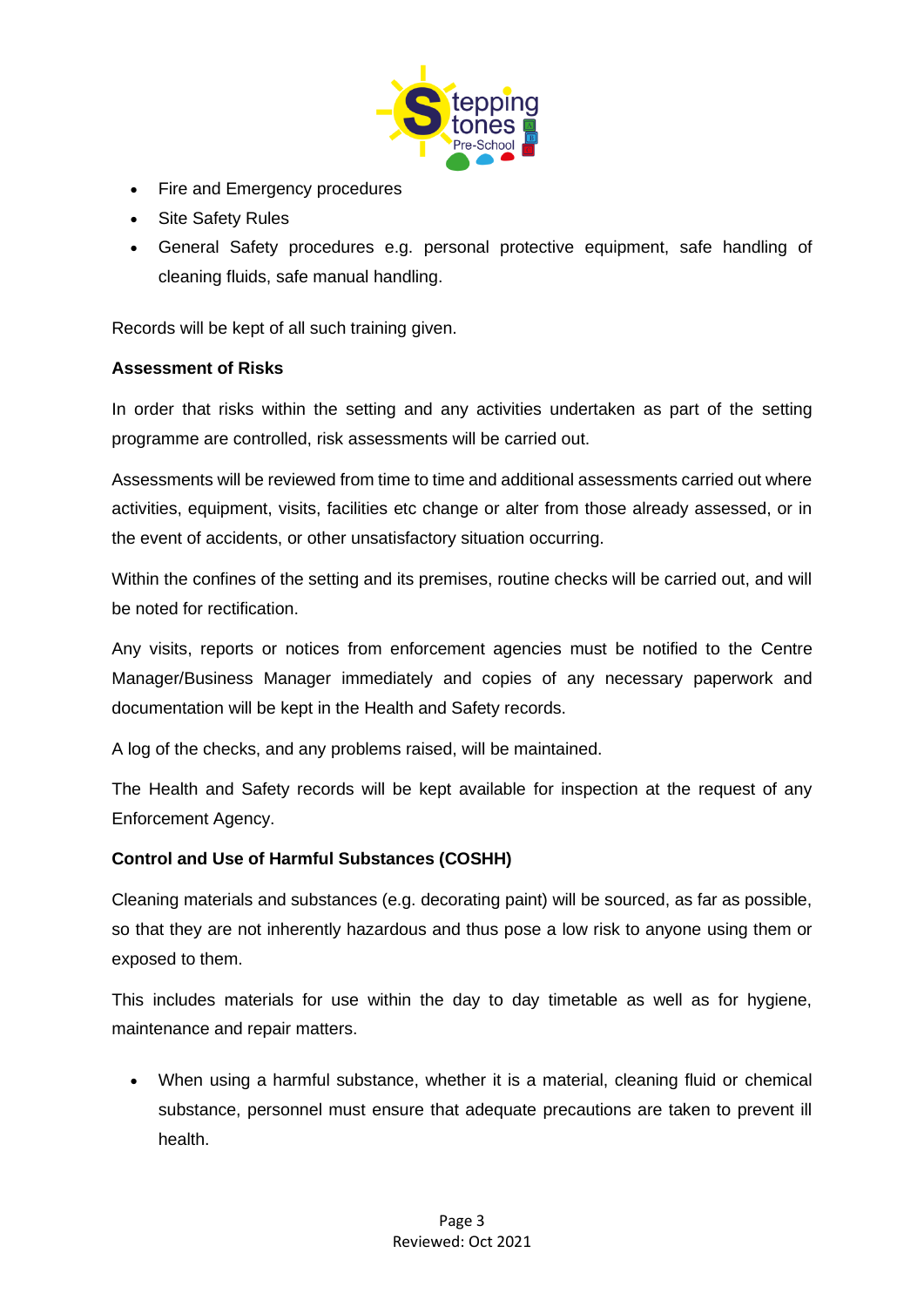- Fire and Emergency procedures
- Site Safety Rules
- General Safety procedures e.g. personal protective equipment, safe handling of cleaning fluids, safe manual handling.

Records will be kept of all such training given.

**Assessment of Risks**

In order that risks within the setting and any activities undertaken as part of the setting programme are controlled, risk assessments will be carried out.

Assessments will be reviewed from time to time and additional assessments carried out where activities, equipment, visits, facilities etc change or alter from those already assessed, or in the event of accidents, or other unsatisfactory situation occurring.

Within the confines of the setting and its premises, routine checks will be carried out, and will be noted for rectification.

Any visits, reports or notices from enforcement agencies must be notified to the Centre Manager/Business Manager immediately and copies of any necessary paperwork and documentation will be kept in the Health and Safety records.

A log of the checks, and any problems raised, will be maintained.

The Health and Safety records will be kept available for inspection at the request of any Enforcement Agency.

**Control and Use of Harmful Substances (COSHH)**

Cleaning materials and substances (e.g. decorating paint) will be sourced, as far as possible, so that they are not inherently hazardous and thus pose a low risk to anyone using them or exposed to them.

This includes materials for use within the day to day timetable as well as for hygiene, maintenance and repair matters.

- When using a harmful substance, whether it is a material, cleaning fluid or chemical substance, personnel must ensure that adequate precautions are taken to prevent ill health.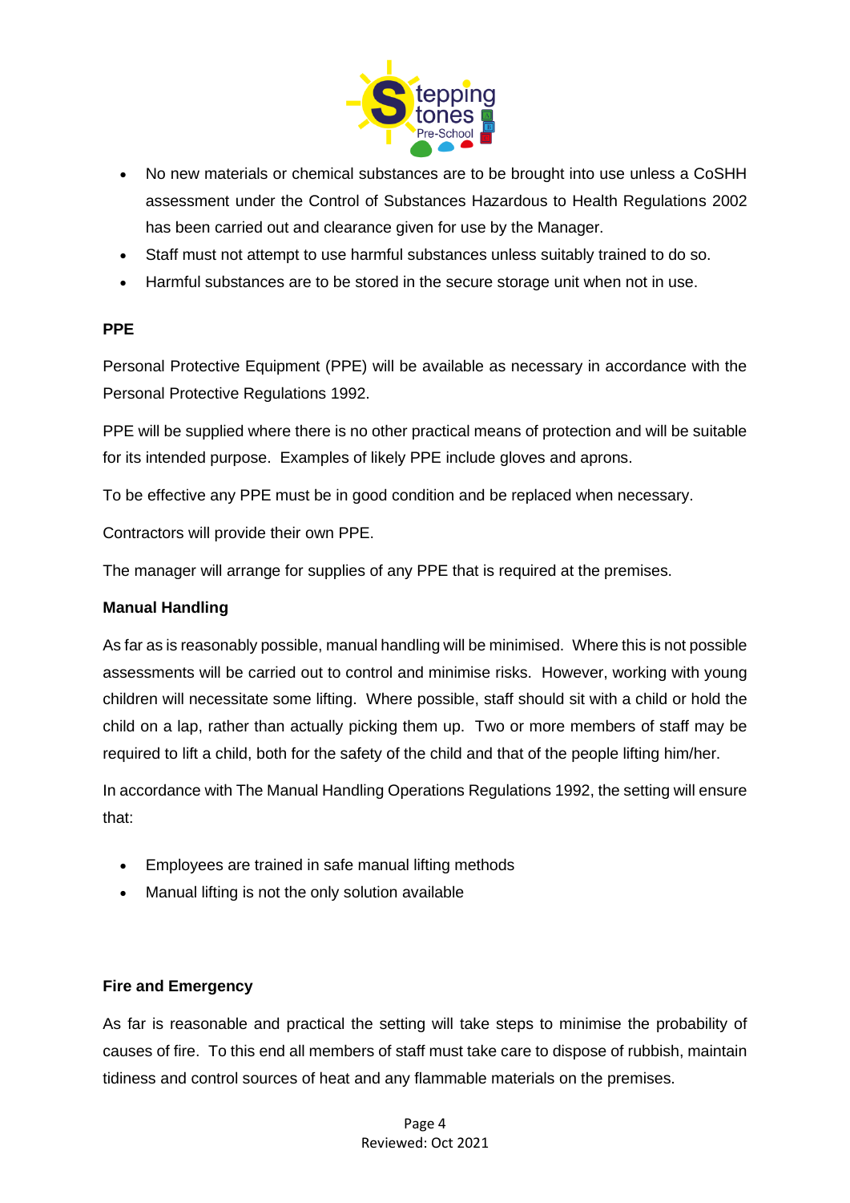- No new materials or chemical substances are to be brought into use unless a CoSHH assessment under the Control of Substances Hazardous to Health Regulations 2002 has been carried out and clearance given for use by the Manager.
- Staff must not attempt to use harmful substances unless suitably trained to do so.
- Harmful substances are to be stored in the secure storage unit when not in use.

**PPE**

Personal Protective Equipment (PPE) will be available as necessary in accordance with the Personal Protective Regulations 1992.

PPE will be supplied where there is no other practical means of protection and will be suitable for its intended purpose. Examples of likely PPE include gloves and aprons.

To be effective any PPE must be in good condition and be replaced when necessary.

Contractors will provide their own PPE.

The manager will arrange for supplies of any PPE that is required at the premises.

**Manual Handling**

As far as is reasonably possible, manual handling will be minimised. Where this is not possible assessments will be carried out to control and minimise risks. However, working with young children will necessitate some lifting. Where possible, staff should sit with a child or hold the child on a lap, rather than actually picking them up. Two or more members of staff may be required to lift a child, both for the safety of the child and that of the people lifting him/her.

In accordance with The Manual Handling Operations Regulations 1992, the setting will ensure that:

- Employees are trained in safe manual lifting methods
- Manual lifting is not the only solution available

**Fire and Emergency**

As far is reasonable and practical the setting will take steps to minimise the probability of causes of fire. To this end all members of staff must take care to dispose of rubbish, maintain tidiness and control sources of heat and any flammable materials on the premises.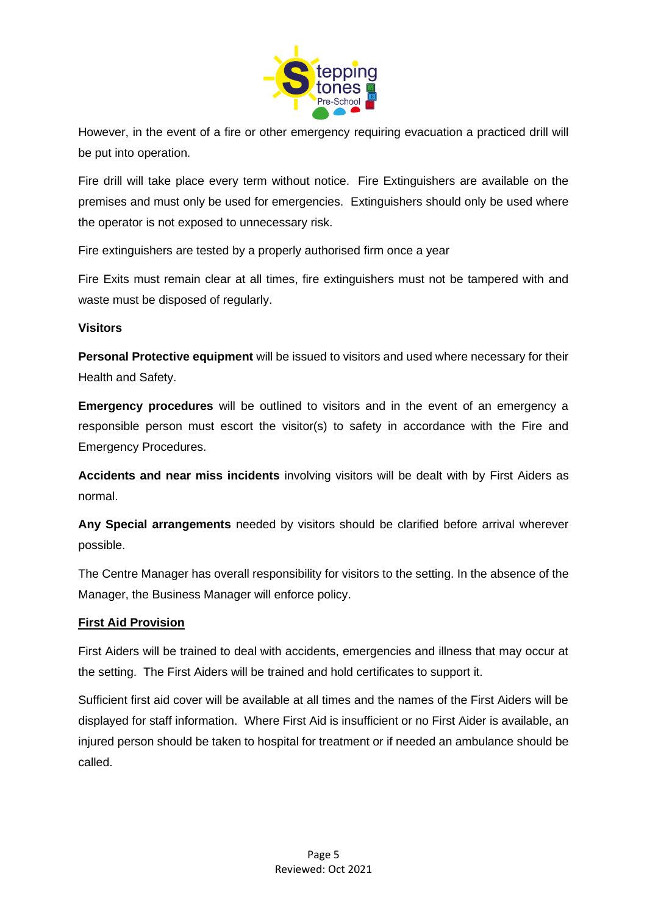However, in the event of a fire or other emergency requiring evacuation a practiced drill will be put into operation.

Fire drill will take place every term without notice. Fire Extinguishers are available on the premises and must only be used for emergencies. Extinguishers should only be used where the operator is not exposed to unnecessary risk.

Fire extinguishers are tested by a properly authorised firm once a year

Fire Exits must remain clear at all times, fire extinguishers must not be tampered with and waste must be disposed of regularly.

**Visitors**

**Personal Protective equipment** will be issued to visitors and used where necessary for their Health and Safety.

**Emergency procedures** will be outlined to visitors and in the event of an emergency a responsible person must escort the visitor(s) to safety in accordance with the Fire and Emergency Procedures.

**Accidents and near miss incidents** involving visitors will be dealt with by First Aiders as normal.

**Any Special arrangements** needed by visitors should be clarified before arrival wherever possible.

The Centre Manager has overall responsibility for visitors to the setting. In the absence of the Manager, the Business Manager will enforce policy.

**First Aid Provision**

First Aiders will be trained to deal with accidents, emergencies and illness that may occur at the setting. The First Aiders will be trained and hold certificates to support it.

Sufficient first aid cover will be available at all times and the names of the First Aiders will be displayed for staff information. Where First Aid is insufficient or no First Aider is available, an injured person should be taken to hospital for treatment or if needed an ambulance should be called.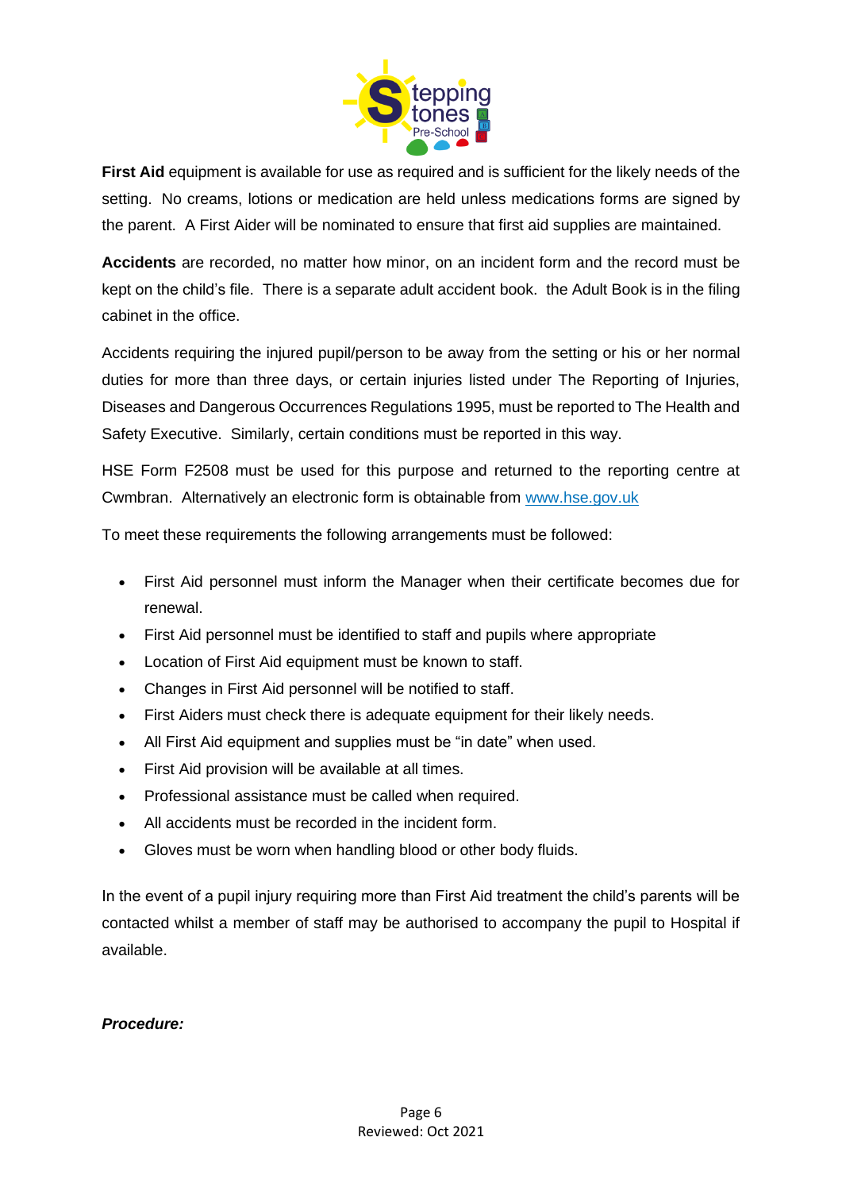**First Aid** equipment is available for use as required and is sufficient for the likely needs of the setting. No creams, lotions or medication are held unless medications forms are signed by the parent. A First Aider will be nominated to ensure that first aid supplies are maintained.

**Accidents** are recorded, no matter how minor, on an incident form and the record must be kept on the child's file. There is a separate adult accident book. the Adult Book is in the filing cabinet in the office.

Accidents requiring the injured pupil/person to be away from the setting or his or her normal duties for more than three days, or certain injuries listed under The Reporting of Injuries, Diseases and Dangerous Occurrences Regulations 1995, must be reported to The Health and Safety Executive. Similarly, certain conditions must be reported in this way.

HSE Form F2508 must be used for this purpose and returned to the reporting centre at Cwmbran. Alternatively an electronic form is obtainable from www.hse.gov.uk

To meet these requirements the following arrangements must be followed:

- First Aid personnel must inform the Manager when their certificate becomes due for renewal.
- First Aid personnel must be identified to staff and pupils where appropriate
- Location of First Aid equipment must be known to staff.
- Changes in First Aid personnel will be notified to staff.
- First Aiders must check there is adequate equipment for their likely needs.
- All First Aid equipment and supplies must be "in date" when used.
- First Aid provision will be available at all times.
- Professional assistance must be called when required.
- All accidents must be recorded in the incident form.
- Gloves must be worn when handling blood or other body fluids.

In the event of a pupil injury requiring more than First Aid treatment the child's parents will be contacted whilst a member of staff may be authorised to accompany the pupil to Hospital if available.

***Procedure:***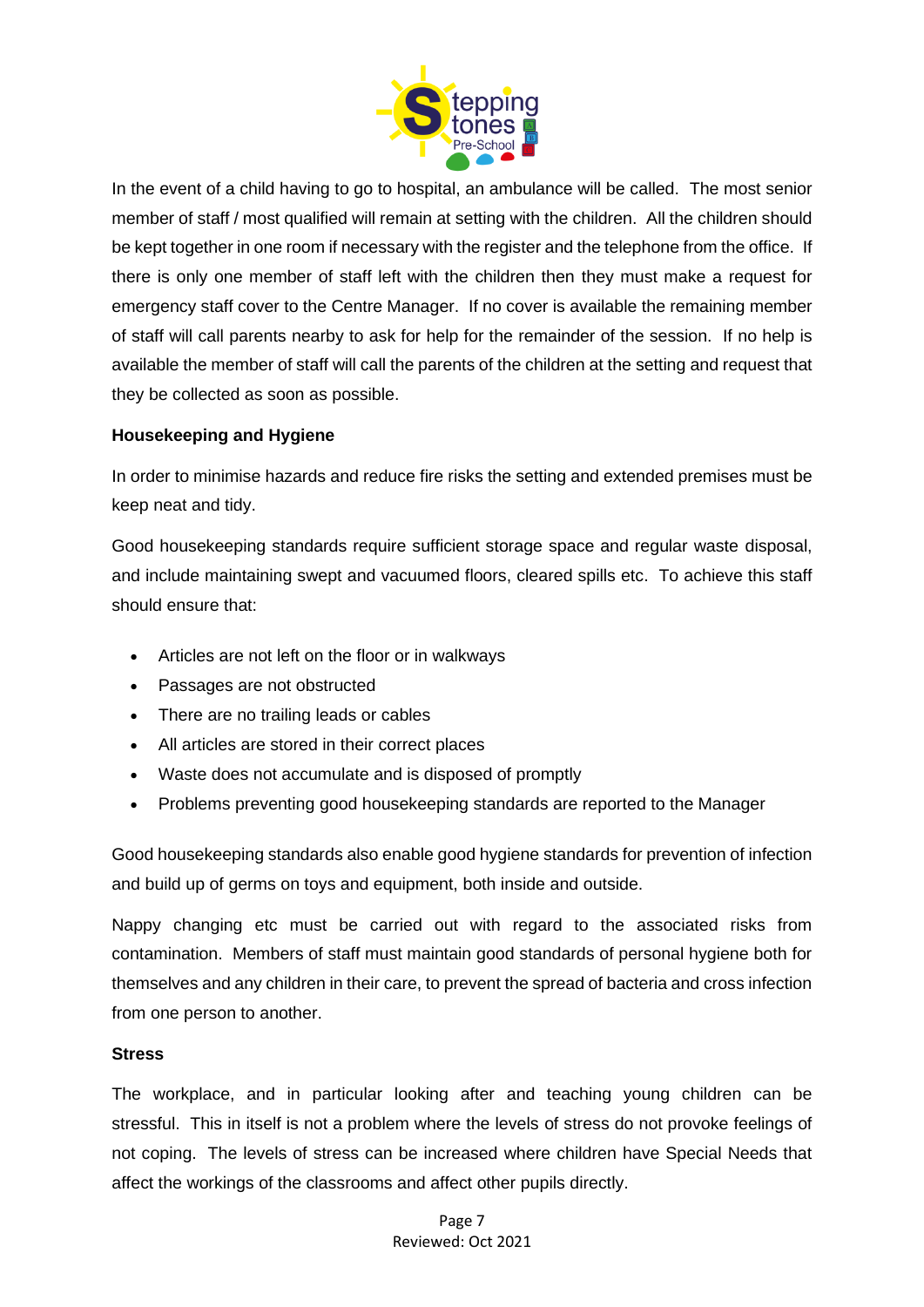In the event of a child having to go to hospital, an ambulance will be called. The most senior member of staff / most qualified will remain at setting with the children. All the children should be kept together in one room if necessary with the register and the telephone from the office. If there is only one member of staff left with the children then they must make a request for emergency staff cover to the Centre Manager. If no cover is available the remaining member of staff will call parents nearby to ask for help for the remainder of the session. If no help is available the member of staff will call the parents of the children at the setting and request that they be collected as soon as possible.

**Housekeeping and Hygiene**

In order to minimise hazards and reduce fire risks the setting and extended premises must be keep neat and tidy.

Good housekeeping standards require sufficient storage space and regular waste disposal, and include maintaining swept and vacuumed floors, cleared spills etc. To achieve this staff should ensure that:

- Articles are not left on the floor or in walkways
- Passages are not obstructed
- There are no trailing leads or cables
- All articles are stored in their correct places
- Waste does not accumulate and is disposed of promptly
- Problems preventing good housekeeping standards are reported to the Manager

Good housekeeping standards also enable good hygiene standards for prevention of infection and build up of germs on toys and equipment, both inside and outside.

Nappy changing etc must be carried out with regard to the associated risks from contamination. Members of staff must maintain good standards of personal hygiene both for themselves and any children in their care, to prevent the spread of bacteria and cross infection from one person to another.

**Stress**

The workplace, and in particular looking after and teaching young children can be stressful. This in itself is not a problem where the levels of stress do not provoke feelings of not coping. The levels of stress can be increased where children have Special Needs that affect the workings of the classrooms and affect other pupils directly.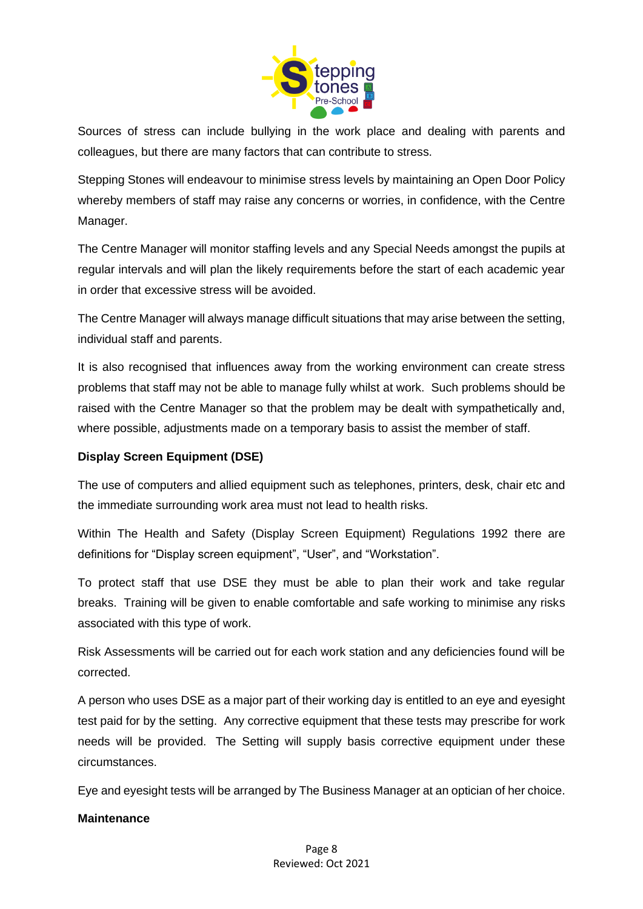Sources of stress can include bullying in the work place and dealing with parents and colleagues, but there are many factors that can contribute to stress.

Stepping Stones will endeavour to minimise stress levels by maintaining an Open Door Policy whereby members of staff may raise any concerns or worries, in confidence, with the Centre Manager.

The Centre Manager will monitor staffing levels and any Special Needs amongst the pupils at regular intervals and will plan the likely requirements before the start of each academic year in order that excessive stress will be avoided.

The Centre Manager will always manage difficult situations that may arise between the setting, individual staff and parents.

It is also recognised that influences away from the working environment can create stress problems that staff may not be able to manage fully whilst at work. Such problems should be raised with the Centre Manager so that the problem may be dealt with sympathetically and, where possible, adjustments made on a temporary basis to assist the member of staff.

**Display Screen Equipment (DSE)**

The use of computers and allied equipment such as telephones, printers, desk, chair etc and the immediate surrounding work area must not lead to health risks.

Within The Health and Safety (Display Screen Equipment) Regulations 1992 there are definitions for “Display screen equipment”, “User”, and “Workstation”.

To protect staff that use DSE they must be able to plan their work and take regular breaks. Training will be given to enable comfortable and safe working to minimise any risks associated with this type of work.

Risk Assessments will be carried out for each work station and any deficiencies found will be corrected.

A person who uses DSE as a major part of their working day is entitled to an eye and eyesight test paid for by the setting. Any corrective equipment that these tests may prescribe for work needs will be provided. The Setting will supply basis corrective equipment under these circumstances.

Eye and eyesight tests will be arranged by The Business Manager at an optician of her choice.

**Maintenance**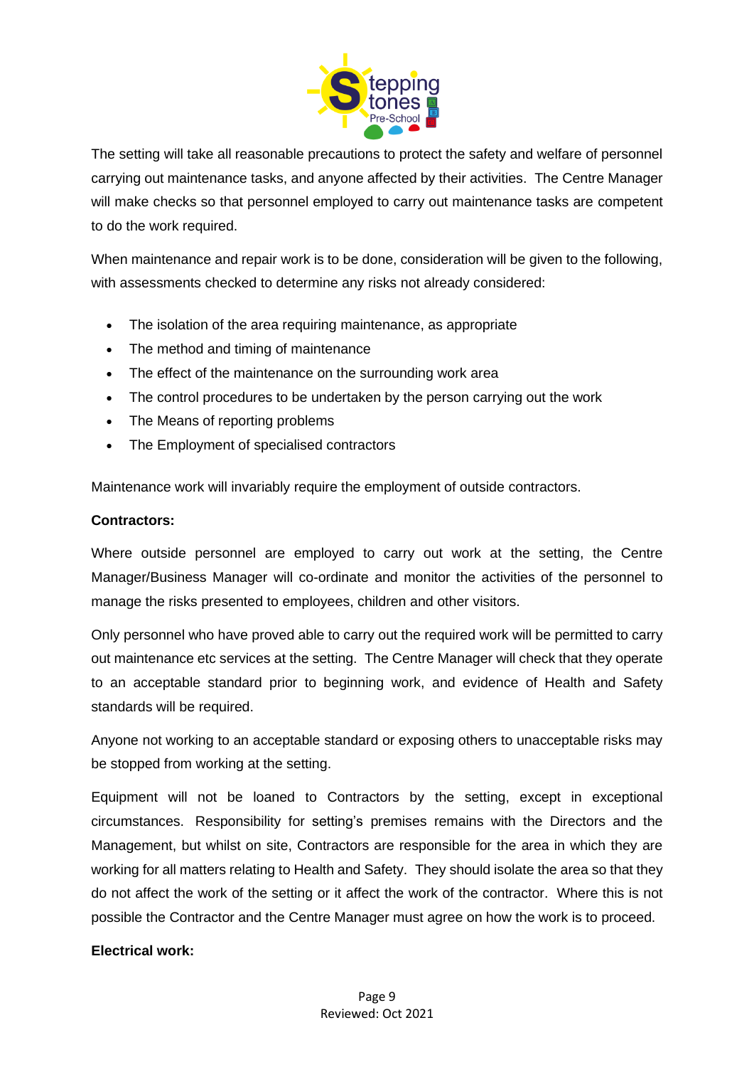The setting will take all reasonable precautions to protect the safety and welfare of personnel carrying out maintenance tasks, and anyone affected by their activities. The Centre Manager will make checks so that personnel employed to carry out maintenance tasks are competent to do the work required.

When maintenance and repair work is to be done, consideration will be given to the following, with assessments checked to determine any risks not already considered:

- The isolation of the area requiring maintenance, as appropriate
- The method and timing of maintenance
- The effect of the maintenance on the surrounding work area
- The control procedures to be undertaken by the person carrying out the work
- The Means of reporting problems
- The Employment of specialised contractors

Maintenance work will invariably require the employment of outside contractors.

**Contractors:**

Where outside personnel are employed to carry out work at the setting, the Centre Manager/Business Manager will co-ordinate and monitor the activities of the personnel to manage the risks presented to employees, children and other visitors.

Only personnel who have proved able to carry out the required work will be permitted to carry out maintenance etc services at the setting. The Centre Manager will check that they operate to an acceptable standard prior to beginning work, and evidence of Health and Safety standards will be required.

Anyone not working to an acceptable standard or exposing others to unacceptable risks may be stopped from working at the setting.

Equipment will not be loaned to Contractors by the setting, except in exceptional circumstances. Responsibility for setting's premises remains with the Directors and the Management, but whilst on site, Contractors are responsible for the area in which they are working for all matters relating to Health and Safety. They should isolate the area so that they do not affect the work of the setting or it affect the work of the contractor. Where this is not possible the Contractor and the Centre Manager must agree on how the work is to proceed.

**Electrical work:**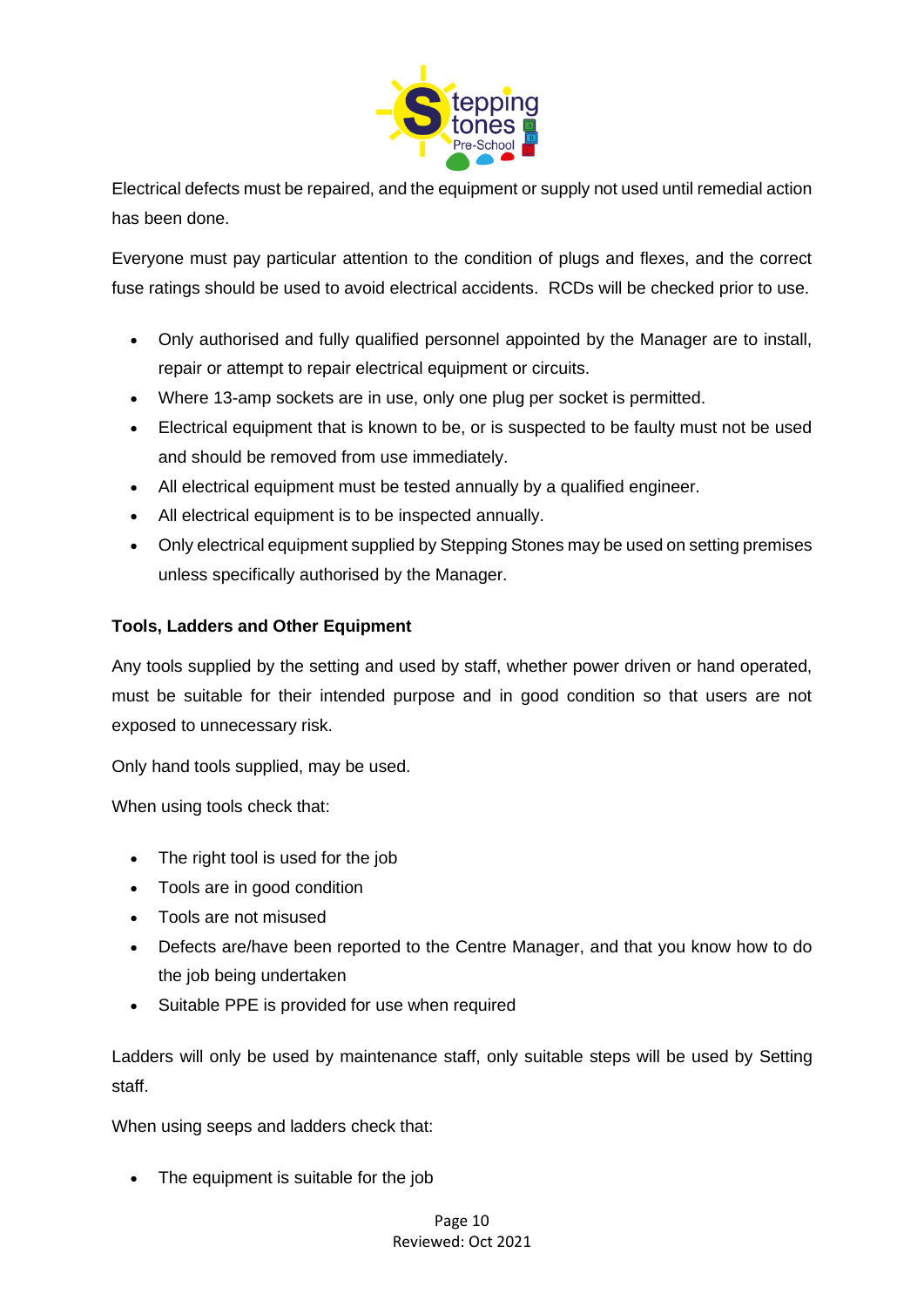Electrical defects must be repaired, and the equipment or supply not used until remedial action has been done.

Everyone must pay particular attention to the condition of plugs and flexes, and the correct fuse ratings should be used to avoid electrical accidents. RCDs will be checked prior to use.

- Only authorised and fully qualified personnel appointed by the Manager are to install, repair or attempt to repair electrical equipment or circuits.
- Where 13-amp sockets are in use, only one plug per socket is permitted.
- Electrical equipment that is known to be, or is suspected to be faulty must not be used and should be removed from use immediately.
- All electrical equipment must be tested annually by a qualified engineer.
- All electrical equipment is to be inspected annually.
- Only electrical equipment supplied by Stepping Stones may be used on setting premises unless specifically authorised by the Manager.

**Tools, Ladders and Other Equipment**

Any tools supplied by the setting and used by staff, whether power driven or hand operated, must be suitable for their intended purpose and in good condition so that users are not exposed to unnecessary risk.

Only hand tools supplied, may be used.

When using tools check that:

- The right tool is used for the job
- Tools are in good condition
- Tools are not misused
- Defects are/have been reported to the Centre Manager, and that you know how to do the job being undertaken
- Suitable PPE is provided for use when required

Ladders will only be used by maintenance staff, only suitable steps will be used by Setting staff.

When using seeps and ladders check that:

- The equipment is suitable for the job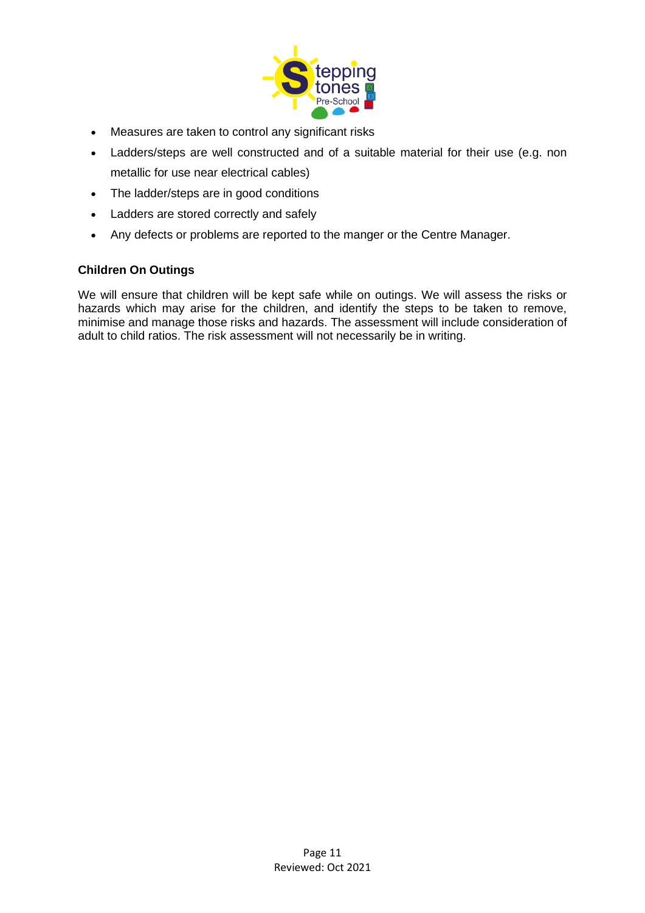- Measures are taken to control any significant risks
- Ladders/steps are well constructed and of a suitable material for their use (e.g. non metallic for use near electrical cables)
- The ladder/steps are in good conditions
- Ladders are stored correctly and safely
- Any defects or problems are reported to the manger or the Centre Manager.

**Children On Outings**

We will ensure that children will be kept safe while on outings. We will assess the risks or hazards which may arise for the children, and identify the steps to be taken to remove, minimise and manage those risks and hazards. The assessment will include consideration of adult to child ratios. The risk assessment will not necessarily be in writing.